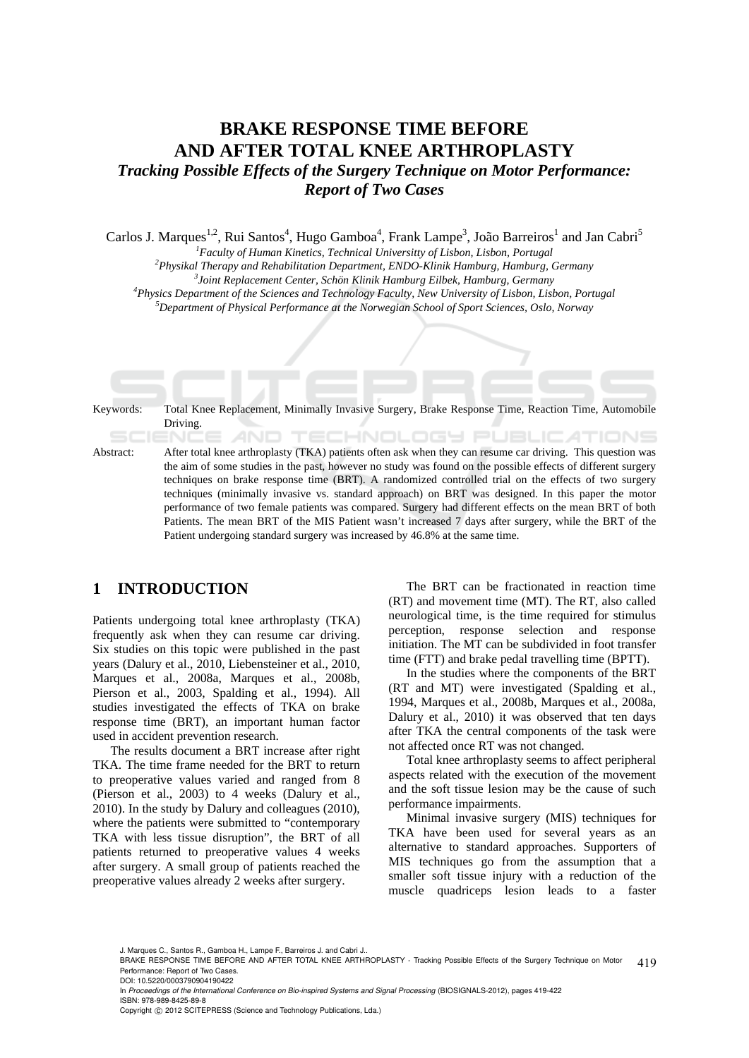# BRAKE RESPONSE TIME BEFORE AND AFTER TOTAL KNEE ARTHROPLASTY

## *Tracking Possible Effects of the Surgery Technique on Motor Performance: Report of Two Cases*

Carlos J. Marques[1,2], Rui Santos[4], Hugo Gamboa[4], Frank Lampe[3], João Barreiros[1] and Jan Cabri[5]

[1]*Faculty of Human Kinetics, Technical Universitty of Lisbon, Lisbon, Portugal*
[2]*Physikal Therapy and Rehabilitation Department, ENDO-Klinik Hamburg, Hamburg, Germany*
[3]*Joint Replacement Center, Schön Klinik Hamburg Eilbek, Hamburg, Germany*
[4]*Physics Department of the Sciences and Technology Faculty, New University of Lisbon, Lisbon, Portugal*
[5]*Department of Physical Performance at the Norwegian School of Sport Sciences, Oslo, Norway*

Keywords: Total Knee Replacement, Minimally Invasive Surgery, Brake Response Time, Reaction Time, Automobile Driving.

Abstract: After total knee arthroplasty (TKA) patients often ask when they can resume car driving. This question was the aim of some studies in the past, however no study was found on the possible effects of different surgery techniques on brake response time (BRT). A randomized controlled trial on the effects of two surgery techniques (minimally invasive vs. standard approach) on BRT was designed. In this paper the motor performance of two female patients was compared. Surgery had different effects on the mean BRT of both Patients. The mean BRT of the MIS Patient wasn't increased 7 days after surgery, while the BRT of the Patient undergoing standard surgery was increased by 46.8% at the same time.

## 1 INTRODUCTION

Patients undergoing total knee arthroplasty (TKA) frequently ask when they can resume car driving. Six studies on this topic were published in the past years (Dalury et al., 2010, Liebensteiner et al., 2010, Marques et al., 2008a, Marques et al., 2008b, Pierson et al., 2003, Spalding et al., 1994). All studies investigated the effects of TKA on brake response time (BRT), an important human factor used in accident prevention research.

The results document a BRT increase after right TKA. The time frame needed for the BRT to return to preoperative values varied and ranged from 8 (Pierson et al., 2003) to 4 weeks (Dalury et al., 2010). In the study by Dalury and colleagues (2010), where the patients were submitted to "contemporary TKA with less tissue disruption", the BRT of all patients returned to preoperative values 4 weeks after surgery. A small group of patients reached the preoperative values already 2 weeks after surgery.

The BRT can be fractionated in reaction time (RT) and movement time (MT). The RT, also called neurological time, is the time required for stimulus perception, response selection and response initiation. The MT can be subdivided in foot transfer time (FTT) and brake pedal travelling time (BPTT).

In the studies where the components of the BRT (RT and MT) were investigated (Spalding et al., 1994, Marques et al., 2008b, Marques et al., 2008a, Dalury et al., 2010) it was observed that ten days after TKA the central components of the task were not affected once RT was not changed.

Total knee arthroplasty seems to affect peripheral aspects related with the execution of the movement and the soft tissue lesion may be the cause of such performance impairments.

Minimal invasive surgery (MIS) techniques for TKA have been used for several years as an alternative to standard approaches. Supporters of MIS techniques go from the assumption that a smaller soft tissue injury with a reduction of the muscle quadriceps lesion leads to a faster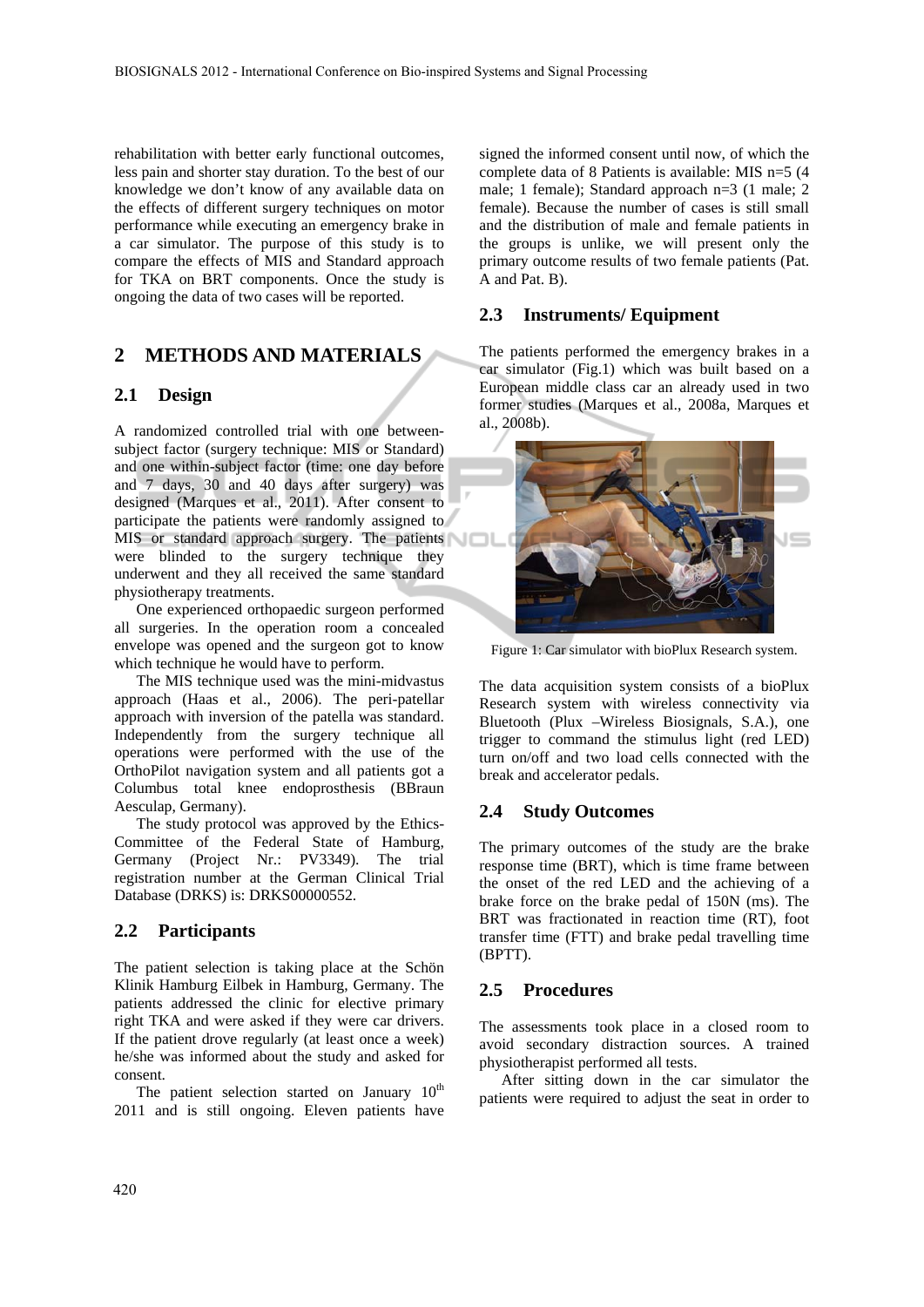rehabilitation with better early functional outcomes, less pain and shorter stay duration. To the best of our knowledge we don't know of any available data on the effects of different surgery techniques on motor performance while executing an emergency brake in a car simulator. The purpose of this study is to compare the effects of MIS and Standard approach for TKA on BRT components. Once the study is ongoing the data of two cases will be reported.

## 2 METHODS AND MATERIALS

### 2.1 Design

A randomized controlled trial with one between-subject factor (surgery technique: MIS or Standard) and one within-subject factor (time: one day before and 7 days, 30 and 40 days after surgery) was designed (Marques et al., 2011). After consent to participate the patients were randomly assigned to MIS or standard approach surgery. The patients were blinded to the surgery technique they underwent and they all received the same standard physiotherapy treatments.

One experienced orthopaedic surgeon performed all surgeries. In the operation room a concealed envelope was opened and the surgeon got to know which technique he would have to perform.

The MIS technique used was the mini-midvastus approach (Haas et al., 2006). The peri-patellar approach with inversion of the patella was standard. Independently from the surgery technique all operations were performed with the use of the OrthoPilot navigation system and all patients got a Columbus total knee endoprosthesis (BBraun Aesculap, Germany).

The study protocol was approved by the Ethics-Committee of the Federal State of Hamburg, Germany (Project Nr.: PV3349). The trial registration number at the German Clinical Trial Database (DRKS) is: DRKS00000552.

### 2.2 Participants

The patient selection is taking place at the Schön Klinik Hamburg Eilbek in Hamburg, Germany. The patients addressed the clinic for elective primary right TKA and were asked if they were car drivers. If the patient drove regularly (at least once a week) he/she was informed about the study and asked for consent.

The patient selection started on January 10[th] 2011 and is still ongoing. Eleven patients have signed the informed consent until now, of which the complete data of 8 Patients is available: MIS n=5 (4 male; 1 female); Standard approach n=3 (1 male; 2 female). Because the number of cases is still small and the distribution of male and female patients in the groups is unlike, we will present only the primary outcome results of two female patients (Pat. A and Pat. B).

### 2.3 Instruments/ Equipment

The patients performed the emergency brakes in a car simulator (Fig.1) which was built based on a European middle class car an already used in two former studies (Marques et al., 2008a, Marques et al., 2008b).

Figure 1: Car simulator with bioPlux Research system.

The data acquisition system consists of a bioPlux Research system with wireless connectivity via Bluetooth (Plux –Wireless Biosignals, S.A.), one trigger to command the stimulus light (red LED) turn on/off and two load cells connected with the break and accelerator pedals.

### 2.4 Study Outcomes

The primary outcomes of the study are the brake response time (BRT), which is time frame between the onset of the red LED and the achieving of a brake force on the brake pedal of 150N (ms). The BRT was fractionated in reaction time (RT), foot transfer time (FTT) and brake pedal travelling time (BPTT).

### 2.5 Procedures

The assessments took place in a closed room to avoid secondary distraction sources. A trained physiotherapist performed all tests.

After sitting down in the car simulator the patients were required to adjust the seat in order to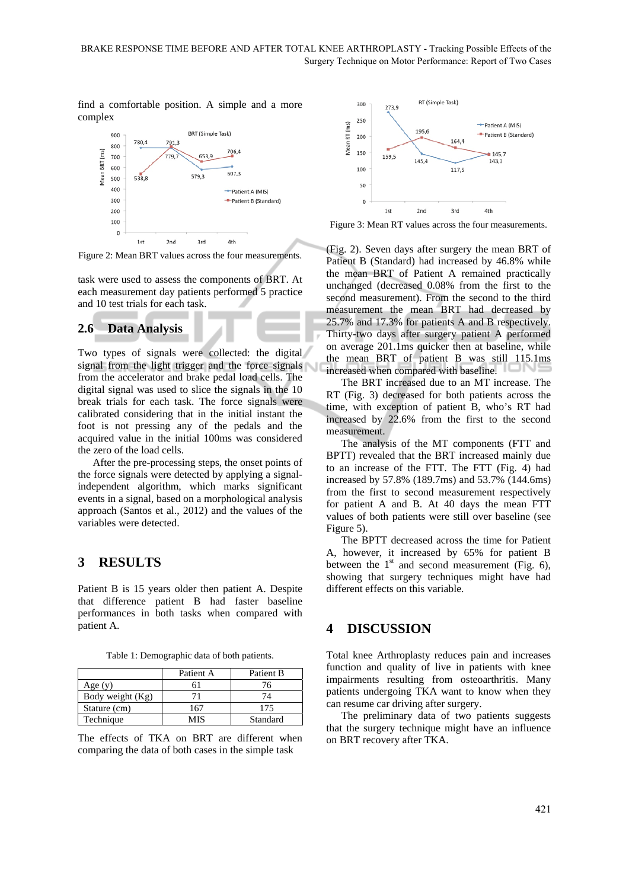find a comfortable position. A simple and a more complex

Figure 2: Mean BRT values across the four measurements.

task were used to assess the components of BRT. At each measurement day patients performed 5 practice and 10 test trials for each task.

## 2.6 Data Analysis

Two types of signals were collected: the digital signal from the light trigger and the force signals from the accelerator and brake pedal load cells. The digital signal was used to slice the signals in the 10 break trials for each task. The force signals were calibrated considering that in the initial instant the foot is not pressing any of the pedals and the acquired value in the initial 100ms was considered the zero of the load cells.

After the pre-processing steps, the onset points of the force signals were detected by applying a signal-independent algorithm, which marks significant events in a signal, based on a morphological analysis approach (Santos et al., 2012) and the values of the variables were detected.

# 3 RESULTS

Patient B is 15 years older then patient A. Despite that difference patient B had faster baseline performances in both tasks when compared with patient A.

Table 1: Demographic data of both patients.

| | Patient A | Patient B |
|---|---|---|
| Age (y) | 61 | 76 |
| Body weight (Kg) | 71 | 74 |
| Stature (cm) | 167 | 175 |
| Technique | MIS | Standard |

The effects of TKA on BRT are different when comparing the data of both cases in the simple task

Figure 3: Mean RT values across the four measurements.

(Fig. 2). Seven days after surgery the mean BRT of Patient B (Standard) had increased by 46.8% while the mean BRT of Patient A remained practically unchanged (decreased 0.08% from the first to the second measurement). From the second to the third measurement the mean BRT had decreased by 25.7% and 17.3% for patients A and B respectively. Thirty-two days after surgery patient A performed on average 201.1ms quicker then at baseline, while the mean BRT of patient B was still 115.1ms increased when compared with baseline.

The BRT increased due to an MT increase. The RT (Fig. 3) decreased for both patients across the time, with exception of patient B, who's RT had increased by 22.6% from the first to the second measurement.

The analysis of the MT components (FTT and BPTT) revealed that the BRT increased mainly due to an increase of the FTT. The FTT (Fig. 4) had increased by 57.8% (189.7ms) and 53.7% (144.6ms) from the first to second measurement respectively for patient A and B. At 40 days the mean FTT values of both patients were still over baseline (see Figure 5).

The BPTT decreased across the time for Patient A, however, it increased by 65% for patient B between the 1st and second measurement (Fig. 6), showing that surgery techniques might have had different effects on this variable.

# 4 DISCUSSION

Total knee Arthroplasty reduces pain and increases function and quality of live in patients with knee impairments resulting from osteoarthritis. Many patients undergoing TKA want to know when they can resume car driving after surgery.

The preliminary data of two patients suggests that the surgery technique might have an influence on BRT recovery after TKA.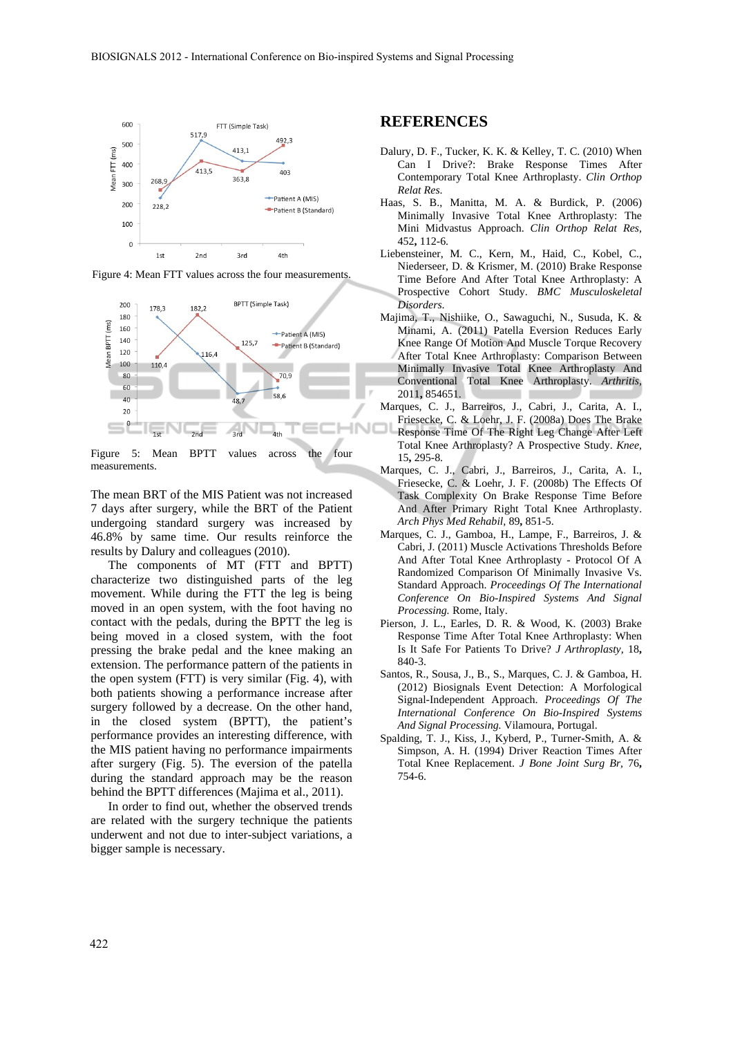FTT (Simple Task)

Mean FTT (ms)

600
500
400
300
200
100
0

1st
2nd
3rd
4th

517,9
413,1
492,3
268,9
413,5
363,8
403
228,2

Patient A (MIS)
Patient B (Standard)

Figure 4: Mean FTT values across the four measurements.

BPTT (Simple Task)

Mean BPTT (ms)

200
180
160
140
120
100
80
60
40
20
0

1st
2nd
3rd
4th

178,3
182,2
125,7
116,4
110,4
70,9
48,7
58,6

Patient A (MIS)
Patient B (Standard)

Figure 5: Mean BPTT values across the four measurements.

The mean BRT of the MIS Patient was not increased 7 days after surgery, while the BRT of the Patient undergoing standard surgery was increased by 46.8% by same time. Our results reinforce the results by Dalury and colleagues (2010).

The components of MT (FTT and BPTT) characterize two distinguished parts of the leg movement. While during the FTT the leg is being moved in an open system, with the foot having no contact with the pedals, during the BPTT the leg is being moved in a closed system, with the foot pressing the brake pedal and the knee making an extension. The performance pattern of the patients in the open system (FTT) is very similar (Fig. 4), with both patients showing a performance increase after surgery followed by a decrease. On the other hand, in the closed system (BPTT), the patient's performance provides an interesting difference, with the MIS patient having no performance impairments after surgery (Fig. 5). The eversion of the patella during the standard approach may be the reason behind the BPTT differences (Majima et al., 2011).

In order to find out, whether the observed trends are related with the surgery technique the patients underwent and not due to inter-subject variations, a bigger sample is necessary.

## REFERENCES

Dalury, D. F., Tucker, K. K. & Kelley, T. C. (2010) When Can I Drive?: Brake Response Times After Contemporary Total Knee Arthroplasty. *Clin Orthop Relat Res*.

Haas, S. B., Manitta, M. A. & Burdick, P. (2006) Minimally Invasive Total Knee Arthroplasty: The Mini Midvastus Approach. *Clin Orthop Relat Res*, 452**,** 112-6.

Liebensteiner, M. C., Kern, M., Haid, C., Kobel, C., Niederseer, D. & Krismer, M. (2010) Brake Response Time Before And After Total Knee Arthroplasty: A Prospective Cohort Study. *BMC Musculoskeletal Disorders*.

Majima, T., Nishiike, O., Sawaguchi, N., Susuda, K. & Minami, A. (2011) Patella Eversion Reduces Early Knee Range Of Motion And Muscle Torque Recovery After Total Knee Arthroplasty: Comparison Between Minimally Invasive Total Knee Arthroplasty And Conventional Total Knee Arthroplasty. *Arthritis*, 2011**,** 854651.

Marques, C. J., Barreiros, J., Cabri, J., Carita, A. I., Friesecke, C. & Loehr, J. F. (2008a) Does The Brake Response Time Of The Right Leg Change After Left Total Knee Arthroplasty? A Prospective Study. *Knee*, 15**,** 295-8.

Marques, C. J., Cabri, J., Barreiros, J., Carita, A. I., Friesecke, C. & Loehr, J. F. (2008b) The Effects Of Task Complexity On Brake Response Time Before And After Primary Right Total Knee Arthroplasty. *Arch Phys Med Rehabil*, 89**,** 851-5.

Marques, C. J., Gamboa, H., Lampe, F., Barreiros, J. & Cabri, J. (2011) Muscle Activations Thresholds Before And After Total Knee Arthroplasty - Protocol Of A Randomized Comparison Of Minimally Invasive Vs. Standard Approach. *Proceedings Of The International Conference On Bio-Inspired Systems And Signal Processing.* Rome, Italy.

Pierson, J. L., Earles, D. R. & Wood, K. (2003) Brake Response Time After Total Knee Arthroplasty: When Is It Safe For Patients To Drive? *J Arthroplasty*, 18**,** 840-3.

Santos, R., Sousa, J., B., S., Marques, C. J. & Gamboa, H. (2012) Biosignals Event Detection: A Morfological Signal-Independent Approach. *Proceedings Of The International Conference On Bio-Inspired Systems And Signal Processing.* Vilamoura, Portugal.

Spalding, T. J., Kiss, J., Kyberd, P., Turner-Smith, A. & Simpson, A. H. (1994) Driver Reaction Times After Total Knee Replacement. *J Bone Joint Surg Br*, 76**,** 754-6.